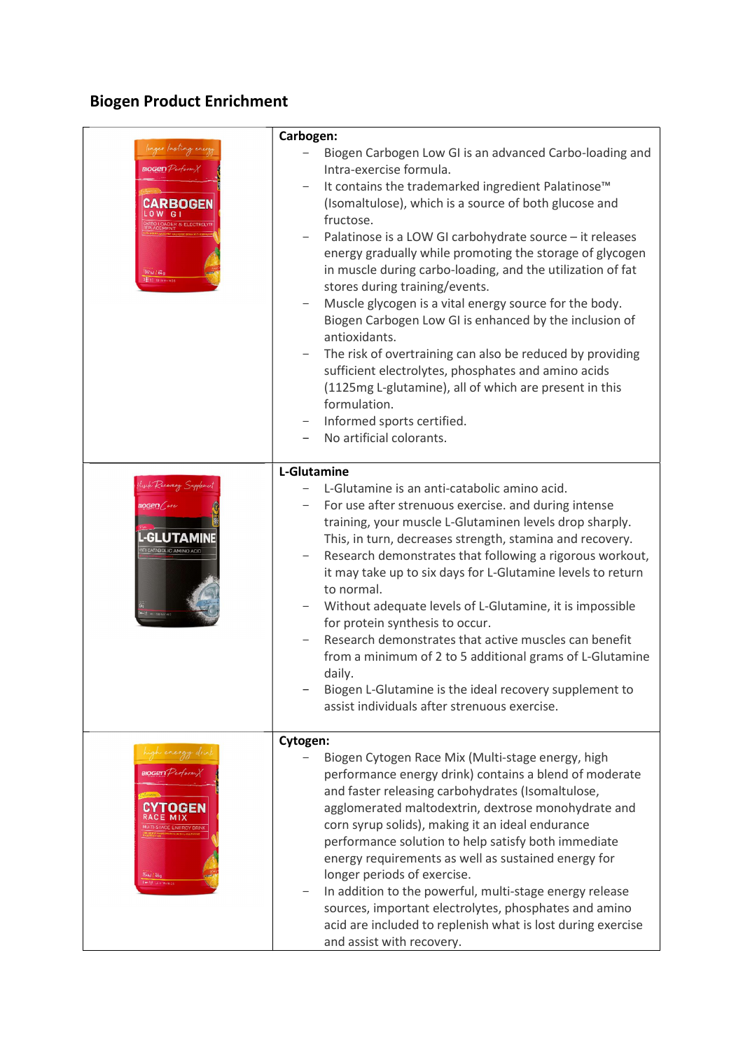## Biogen Product Enrichment

| | |
|---|---|
| | **Carbogen:**<br>- Biogen Carbogen Low GI is an advanced Carbo-loading and Intra-exercise formula.<br>- It contains the trademarked ingredient Palatinose™ (Isomaltulose), which is a source of both glucose and fructose.<br>- Palatinose is a LOW GI carbohydrate source – it releases energy gradually while promoting the storage of glycogen in muscle during carbo-loading, and the utilization of fat stores during training/events.<br>- Muscle glycogen is a vital energy source for the body. Biogen Carbogen Low GI is enhanced by the inclusion of antioxidants.<br>- The risk of overtraining can also be reduced by providing sufficient electrolytes, phosphates and amino acids (1125mg L-glutamine), all of which are present in this formulation.<br>- Informed sports certified.<br>- No artificial colorants. |
| | **L-Glutamine**<br>- L-Glutamine is an anti-catabolic amino acid.<br>- For use after strenuous exercise. and during intense training, your muscle L-Glutaminen levels drop sharply. This, in turn, decreases strength, stamina and recovery.<br>- Research demonstrates that following a rigorous workout, it may take up to six days for L-Glutamine levels to return to normal.<br>- Without adequate levels of L-Glutamine, it is impossible for protein synthesis to occur.<br>- Research demonstrates that active muscles can benefit from a minimum of 2 to 5 additional grams of L-Glutamine daily.<br>- Biogen L-Glutamine is the ideal recovery supplement to assist individuals after strenuous exercise. |
| | **Cytogen:**<br>- Biogen Cytogen Race Mix (Multi-stage energy, high performance energy drink) contains a blend of moderate and faster releasing carbohydrates (Isomaltulose, agglomerated maltodextrin, dextrose monohydrate and corn syrup solids), making it an ideal endurance performance solution to help satisfy both immediate energy requirements as well as sustained energy for longer periods of exercise.<br>- In addition to the powerful, multi-stage energy release sources, important electrolytes, phosphates and amino acid are included to replenish what is lost during exercise and assist with recovery. |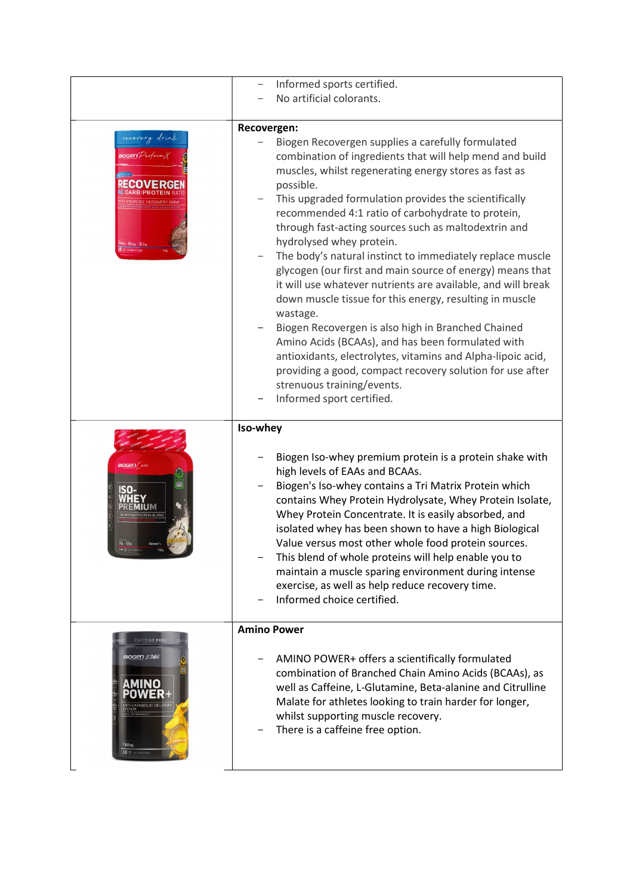| | |
|---|---|
| | - Informed sports certified.<br>- No artificial colorants. |
| | **Recovergen:**<br>- Biogen Recovergen supplies a carefully formulated combination of ingredients that will help mend and build muscles, whilst regenerating energy stores as fast as possible.<br>- This upgraded formulation provides the scientifically recommended 4:1 ratio of carbohydrate to protein, through fast-acting sources such as maltodextrin and hydrolysed whey protein.<br>- The body's natural instinct to immediately replace muscle glycogen (our first and main source of energy) means that it will use whatever nutrients are available, and will break down muscle tissue for this energy, resulting in muscle wastage.<br>- Biogen Recovergen is also high in Branched Chained Amino Acids (BCAAs), and has been formulated with antioxidants, electrolytes, vitamins and Alpha-lipoic acid, providing a good, compact recovery solution for use after strenuous training/events.<br>- Informed sport certified. |
| | **Iso-whey**<br><br>- Biogen Iso-whey premium protein is a protein shake with high levels of EAAs and BCAAs.<br>- Biogen's Iso-whey contains a Tri Matrix Protein which contains Whey Protein Hydrolysate, Whey Protein Isolate, Whey Protein Concentrate. It is easily absorbed, and isolated whey has been shown to have a high Biological Value versus most other whole food protein sources.<br>- This blend of whole proteins will help enable you to maintain a muscle sparing environment during intense exercise, as well as help reduce recovery time.<br>- Informed choice certified. |
| | **Amino Power**<br><br>- AMINO POWER+ offers a scientifically formulated combination of Branched Chain Amino Acids (BCAAs), as well as Caffeine, L-Glutamine, Beta-alanine and Citrulline Malate for athletes looking to train harder for longer, whilst supporting muscle recovery.<br>- There is a caffeine free option. |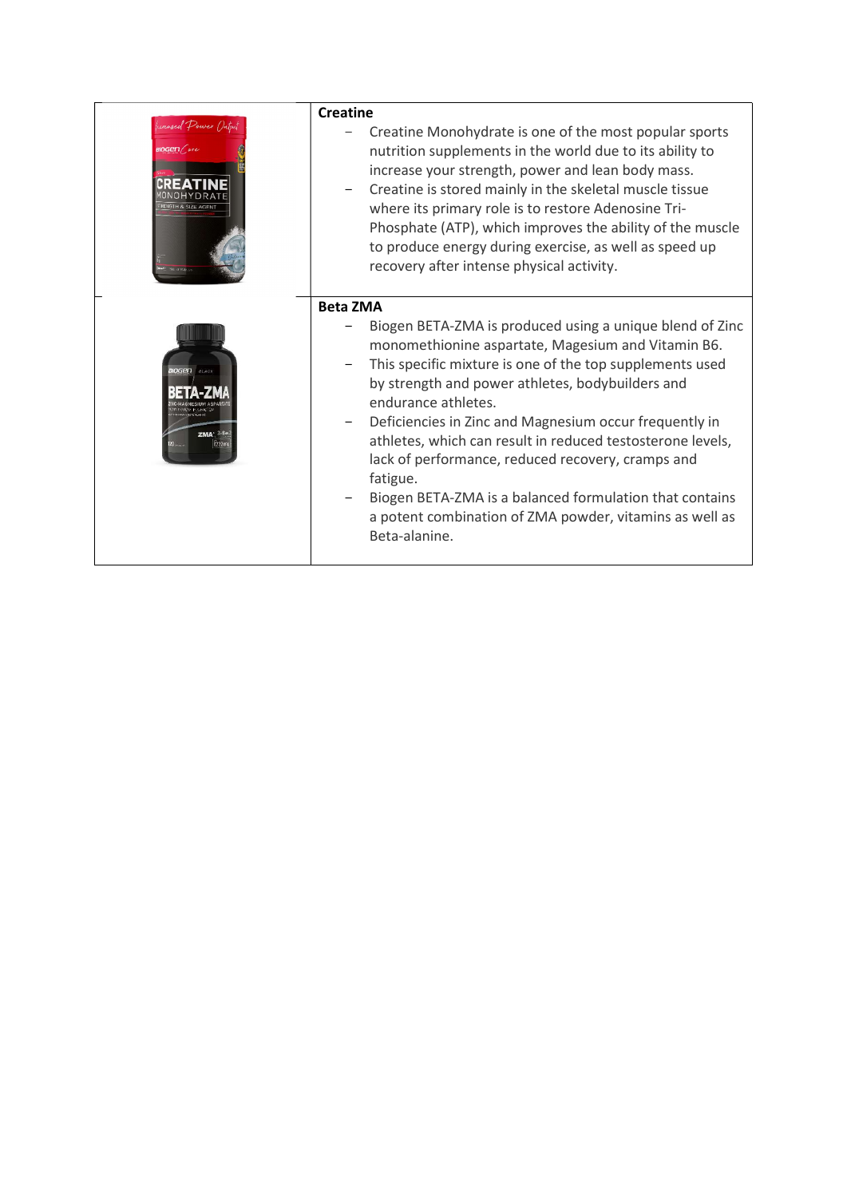| | |
|---|---|
| | **Creatine**<br>- Creatine Monohydrate is one of the most popular sports nutrition supplements in the world due to its ability to increase your strength, power and lean body mass.<br>- Creatine is stored mainly in the skeletal muscle tissue where its primary role is to restore Adenosine Tri-Phosphate (ATP), which improves the ability of the muscle to produce energy during exercise, as well as speed up recovery after intense physical activity. |
| | **Beta ZMA**<br>- Biogen BETA-ZMA is produced using a unique blend of Zinc monomethionine aspartate, Magesium and Vitamin B6.<br>- This specific mixture is one of the top supplements used by strength and power athletes, bodybuilders and endurance athletes.<br>- Deficiencies in Zinc and Magnesium occur frequently in athletes, which can result in reduced testosterone levels, lack of performance, reduced recovery, cramps and fatigue.<br>- Biogen BETA-ZMA is a balanced formulation that contains a potent combination of ZMA powder, vitamins as well as Beta-alanine. |